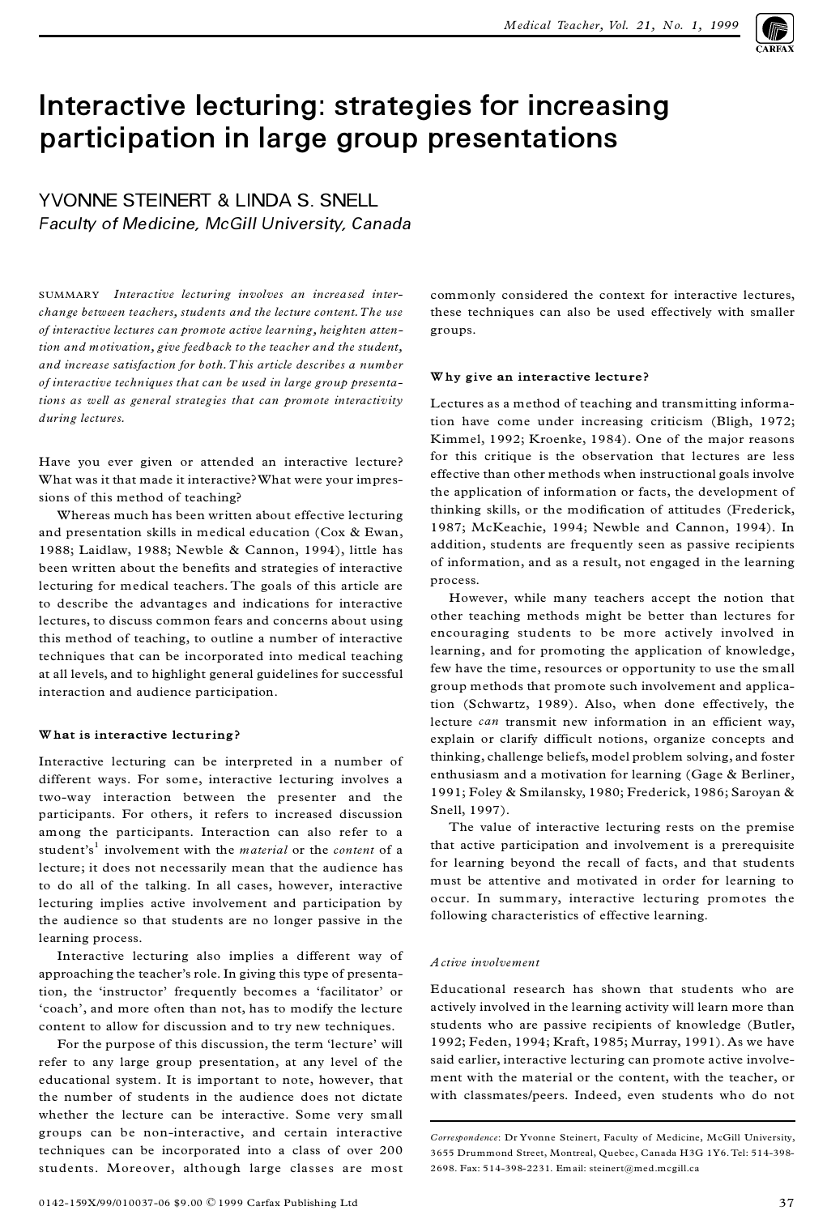# Interactive lecturing: strategies for increasing participation in large group presentations

YVONNE STEINERT & LINDA S. SNELL
*Faculty of Medicine, McGill University, Canada*

SUMMARY *Interactive lecturing involves an increased interchange between teachers, students and the lecture content. The use of interactive lectures can promote active learning, heighten attention and motivation, give feedback to the teacher and the student, and increase satisfaction for both. This article describes a number of interactive techniques that can be used in large group presentations as well as general strategies that can promote interactivity during lectures.*

Have you ever given or attended an interactive lecture? What was it that made it interactive? What were your impressions of this method of teaching?

Whereas much has been written about effective lecturing and presentation skills in medical education (Cox & Ewan, 1988; Laidlaw, 1988; Newble & Cannon, 1994), little has been written about the benefits and strategies of interactive lecturing for medical teachers. The goals of this article are to describe the advantages and indications for interactive lectures, to discuss common fears and concerns about using this method of teaching, to outline a number of interactive techniques that can be incorporated into medical teaching at all levels, and to highlight general guidelines for successful interaction and audience participation.

## What is interactive lecturing?

Interactive lecturing can be interpreted in a number of different ways. For some, interactive lecturing involves a two-way interaction between the presenter and the participants. For others, it refers to increased discussion among the participants. Interaction can also refer to a student's[1] involvement with the *material* or the *content* of a lecture; it does not necessarily mean that the audience has to do all of the talking. In all cases, however, interactive lecturing implies active involvement and participation by the audience so that students are no longer passive in the learning process.

Interactive lecturing also implies a different way of approaching the teacher's role. In giving this type of presentation, the 'instructor' frequently becomes a 'facilitator' or 'coach', and more often than not, has to modify the lecture content to allow for discussion and to try new techniques.

For the purpose of this discussion, the term 'lecture' will refer to any large group presentation, at any level of the educational system. It is important to note, however, that the number of students in the audience does not dictate whether the lecture can be interactive. Some very small groups can be non-interactive, and certain interactive techniques can be incorporated into a class of over 200 students. Moreover, although large classes are most commonly considered the context for interactive lectures, these techniques can also be used effectively with smaller groups.

## Why give an interactive lecture?

Lectures as a method of teaching and transmitting information have come under increasing criticism (Bligh, 1972; Kimmel, 1992; Kroenke, 1984). One of the major reasons for this critique is the observation that lectures are less effective than other methods when instructional goals involve the application of information or facts, the development of thinking skills, or the modification of attitudes (Frederick, 1987; McKeachie, 1994; Newble and Cannon, 1994). In addition, students are frequently seen as passive recipients of information, and as a result, not engaged in the learning process.

However, while many teachers accept the notion that other teaching methods might be better than lectures for encouraging students to be more actively involved in learning, and for promoting the application of knowledge, few have the time, resources or opportunity to use the small group methods that promote such involvement and application (Schwartz, 1989). Also, when done effectively, the lecture *can* transmit new information in an efficient way, explain or clarify difficult notions, organize concepts and thinking, challenge beliefs, model problem solving, and foster enthusiasm and a motivation for learning (Gage & Berliner, 1991; Foley & Smilansky, 1980; Frederick, 1986; Saroyan & Snell, 1997).

The value of interactive lecturing rests on the premise that active participation and involvement is a prerequisite for learning beyond the recall of facts, and that students must be attentive and motivated in order for learning to occur. In summary, interactive lecturing promotes the following characteristics of effective learning.

### *Active involvement*

Educational research has shown that students who are actively involved in the learning activity will learn more than students who are passive recipients of knowledge (Butler, 1992; Feden, 1994; Kraft, 1985; Murray, 1991). As we have said earlier, interactive lecturing can promote active involvement with the material or the content, with the teacher, or with classmates/peers. Indeed, even students who do not

*Correspondence*: Dr Yvonne Steinert, Faculty of Medicine, McGill University, 3655 Drummond Street, Montreal, Quebec, Canada H3G 1Y6. Tel: 514-398-2698. Fax: 514-398-2231. Email: steinert@med.mcgill.ca

0142-159X/99/010037-06 $9.00 © 1999 Carfax Publishing Ltd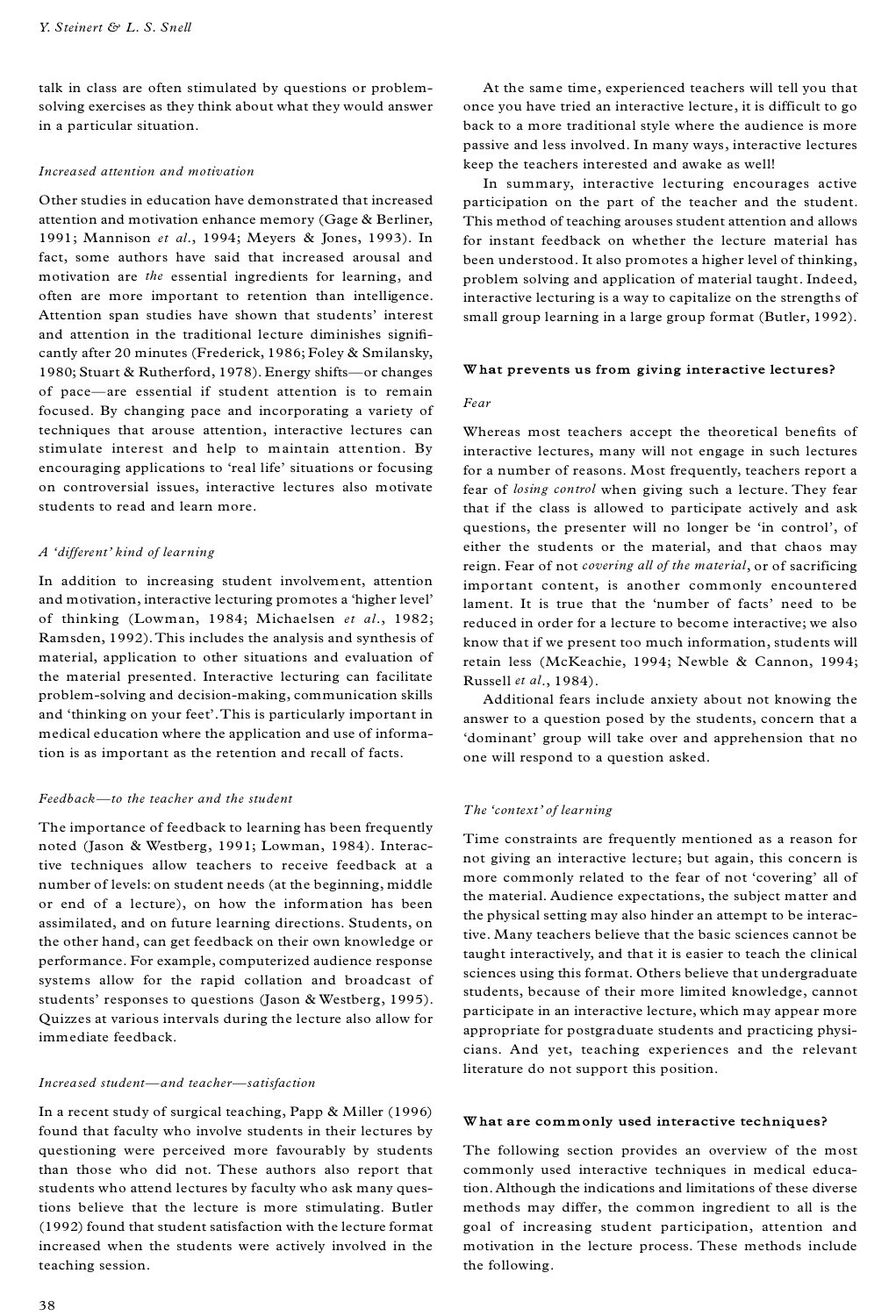talk in class are often stimulated by questions or problem-solving exercises as they think about what they would answer in a particular situation.

### *Increased attention and motivation*

Other studies in education have demonstrated that increased attention and motivation enhance memory (Gage & Berliner, 1991; Mannison *et al*., 1994; Meyers & Jones, 1993). In fact, some authors have said that increased arousal and motivation are *the* essential ingredients for learning, and often are more important to retention than intelligence. Attention span studies have shown that students' interest and attention in the traditional lecture diminishes significantly after 20 minutes (Frederick, 1986; Foley & Smilansky, 1980; Stuart & Rutherford, 1978). Energy shifts—or changes of pace—are essential if student attention is to remain focused. By changing pace and incorporating a variety of techniques that arouse attention, interactive lectures can stimulate interest and help to maintain attention. By encouraging applications to 'real life' situations or focusing on controversial issues, interactive lectures also motivate students to read and learn more.

### *A 'different' kind of learning*

In addition to increasing student involvement, attention and motivation, interactive lecturing promotes a 'higher level' of thinking (Lowman, 1984; Michaelsen *et al*., 1982; Ramsden, 1992). This includes the analysis and synthesis of material, application to other situations and evaluation of the material presented. Interactive lecturing can facilitate problem-solving and decision-making, communication skills and 'thinking on your feet'. This is particularly important in medical education where the application and use of information is as important as the retention and recall of facts.

### *Feedback—to the teacher and the student*

The importance of feedback to learning has been frequently noted (Jason & Westberg, 1991; Lowman, 1984). Interactive techniques allow teachers to receive feedback at a number of levels: on student needs (at the beginning, middle or end of a lecture), on how the information has been assimilated, and on future learning directions. Students, on the other hand, can get feedback on their own knowledge or performance. For example, computerized audience response systems allow for the rapid collation and broadcast of students' responses to questions (Jason & Westberg, 1995). Quizzes at various intervals during the lecture also allow for immediate feedback.

### *Increased student—and teacher—satisfaction*

In a recent study of surgical teaching, Papp & Miller (1996) found that faculty who involve students in their lectures by questioning were perceived more favourably by students than those who did not. These authors also report that students who attend lectures by faculty who ask many questions believe that the lecture is more stimulating. Butler (1992) found that student satisfaction with the lecture format increased when the students were actively involved in the teaching session.

At the same time, experienced teachers will tell you that once you have tried an interactive lecture, it is difficult to go back to a more traditional style where the audience is more passive and less involved. In many ways, interactive lectures keep the teachers interested and awake as well!

In summary, interactive lecturing encourages active participation on the part of the teacher and the student. This method of teaching arouses student attention and allows for instant feedback on whether the lecture material has been understood. It also promotes a higher level of thinking, problem solving and application of material taught. Indeed, interactive lecturing is a way to capitalize on the strengths of small group learning in a large group format (Butler, 1992).

## What prevents us from giving interactive lectures?

### *Fear*

Whereas most teachers accept the theoretical benefits of interactive lectures, many will not engage in such lectures for a number of reasons. Most frequently, teachers report a fear of *losing control* when giving such a lecture. They fear that if the class is allowed to participate actively and ask questions, the presenter will no longer be 'in control', of either the students or the material, and that chaos may reign. Fear of not *covering all of the material*, or of sacrificing important content, is another commonly encountered lament. It is true that the 'number of facts' need to be reduced in order for a lecture to become interactive; we also know that if we present too much information, students will retain less (McKeachie, 1994; Newble & Cannon, 1994; Russell *et al*., 1984).

Additional fears include anxiety about not knowing the answer to a question posed by the students, concern that a 'dominant' group will take over and apprehension that no one will respond to a question asked.

### *The 'context' of learning*

Time constraints are frequently mentioned as a reason for not giving an interactive lecture; but again, this concern is more commonly related to the fear of not 'covering' all of the material. Audience expectations, the subject matter and the physical setting may also hinder an attempt to be interactive. Many teachers believe that the basic sciences cannot be taught interactively, and that it is easier to teach the clinical sciences using this format. Others believe that undergraduate students, because of their more limited knowledge, cannot participate in an interactive lecture, which may appear more appropriate for postgraduate students and practicing physicians. And yet, teaching experiences and the relevant literature do not support this position.

## What are commonly used interactive techniques?

The following section provides an overview of the most commonly used interactive techniques in medical education. Although the indications and limitations of these diverse methods may differ, the common ingredient to all is the goal of increasing student participation, attention and motivation in the lecture process. These methods include the following.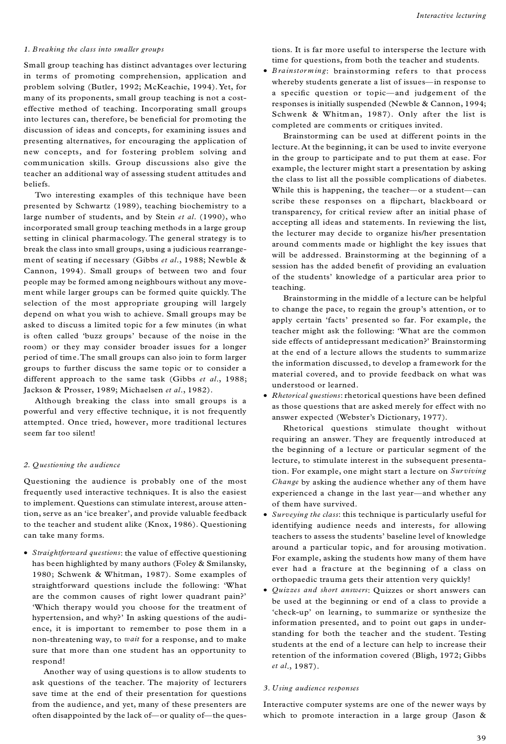*1. Breaking the class into smaller groups*

Small group teaching has distinct advantages over lecturing in terms of promoting comprehension, application and problem solving (Butler, 1992; McKeachie, 1994). Yet, for many of its proponents, small group teaching is not a cost-effective method of teaching. Incorporating small groups into lectures can, therefore, be beneficial for promoting the discussion of ideas and concepts, for examining issues and presenting alternatives, for encouraging the application of new concepts, and for fostering problem solving and communication skills. Group discussions also give the teacher an additional way of assessing student attitudes and beliefs.

Two interesting examples of this technique have been presented by Schwartz (1989), teaching biochemistry to a large number of students, and by Stein *et al.* (1990), who incorporated small group teaching methods in a large group setting in clinical pharmacology. The general strategy is to break the class into small groups, using a judicious rearrangement of seating if necessary (Gibbs *et al.*, 1988; Newble & Cannon, 1994). Small groups of between two and four people may be formed among neighbours without any movement while larger groups can be formed quite quickly. The selection of the most appropriate grouping will largely depend on what you wish to achieve. Small groups may be asked to discuss a limited topic for a few minutes (in what is often called 'buzz groups' because of the noise in the room) or they may consider broader issues for a longer period of time. The small groups can also join to form larger groups to further discuss the same topic or to consider a different approach to the same task (Gibbs *et al.*, 1988; Jackson & Prosser, 1989; Michaelsen *et al.*, 1982).

Although breaking the class into small groups is a powerful and very effective technique, it is not frequently attempted. Once tried, however, more traditional lectures seem far too silent!

*2. Questioning the audience*

Questioning the audience is probably one of the most frequently used interactive techniques. It is also the easiest to implement. Questions can stimulate interest, arouse attention, serve as an 'ice breaker', and provide valuable feedback to the teacher and student alike (Knox, 1986). Questioning can take many forms.

- *Straightforward questions*: the value of effective questioning has been highlighted by many authors (Foley & Smilansky, 1980; Schwenk & Whitman, 1987). Some examples of straightforward questions include the following: 'What are the common causes of right lower quadrant pain?' 'Which therapy would you choose for the treatment of hypertension, and why?' In asking questions of the audience, it is important to remember to pose them in a non-threatening way, to *wait* for a response, and to make sure that more than one student has an opportunity to respond!

  Another way of using questions is to allow students to ask questions of the teacher. The majority of lecturers save time at the end of their presentation for questions from the audience, and yet, many of these presenters are often disappointed by the lack of—or quality of—the questions. It is far more useful to intersperse the lecture with time for questions, from both the teacher and students.

- *Brainstorming*: brainstorming refers to that process whereby students generate a list of issues—in response to a specific question or topic—and judgement of the responses is initially suspended (Newble & Cannon, 1994; Schwenk & Whitman, 1987). Only after the list is completed are comments or critiques invited.

  Brainstorming can be used at different points in the lecture. At the beginning, it can be used to invite everyone in the group to participate and to put them at ease. For example, the lecturer might start a presentation by asking the class to list all the possible complications of diabetes. While this is happening, the teacher—or a student—can scribe these responses on a flipchart, blackboard or transparency, for critical review after an initial phase of accepting all ideas and statements. In reviewing the list, the lecturer may decide to organize his/her presentation around comments made or highlight the key issues that will be addressed. Brainstorming at the beginning of a session has the added benefit of providing an evaluation of the students' knowledge of a particular area prior to teaching.

  Brainstorming in the middle of a lecture can be helpful to change the pace, to regain the group's attention, or to apply certain 'facts' presented so far. For example, the teacher might ask the following: 'What are the common side effects of antidepressant medication?' Brainstorming at the end of a lecture allows the students to summarize the information discussed, to develop a framework for the material covered, and to provide feedback on what was understood or learned.

- *Rhetorical questions*: rhetorical questions have been defined as those questions that are asked merely for effect with no answer expected (Webster's Dictionary, 1977).

  Rhetorical questions stimulate thought without requiring an answer. They are frequently introduced at the beginning of a lecture or particular segment of the lecture, to stimulate interest in the subsequent presentation. For example, one might start a lecture on *Surviving Change* by asking the audience whether any of them have experienced a change in the last year—and whether any of them have survived.

- *Surveying the class*: this technique is particularly useful for identifying audience needs and interests, for allowing teachers to assess the students' baseline level of knowledge around a particular topic, and for arousing motivation. For example, asking the students how many of them have ever had a fracture at the beginning of a class on orthopaedic trauma gets their attention very quickly!

- *Quizzes and short answers*: Quizzes or short answers can be used at the beginning or end of a class to provide a 'check-up' on learning, to summarize or synthesize the information presented, and to point out gaps in understanding for both the teacher and the student. Testing students at the end of a lecture can help to increase their retention of the information covered (Bligh, 1972; Gibbs *et al.*, 1987).

*3. Using audience responses*

Interactive computer systems are one of the newer ways by which to promote interaction in a large group (Jason &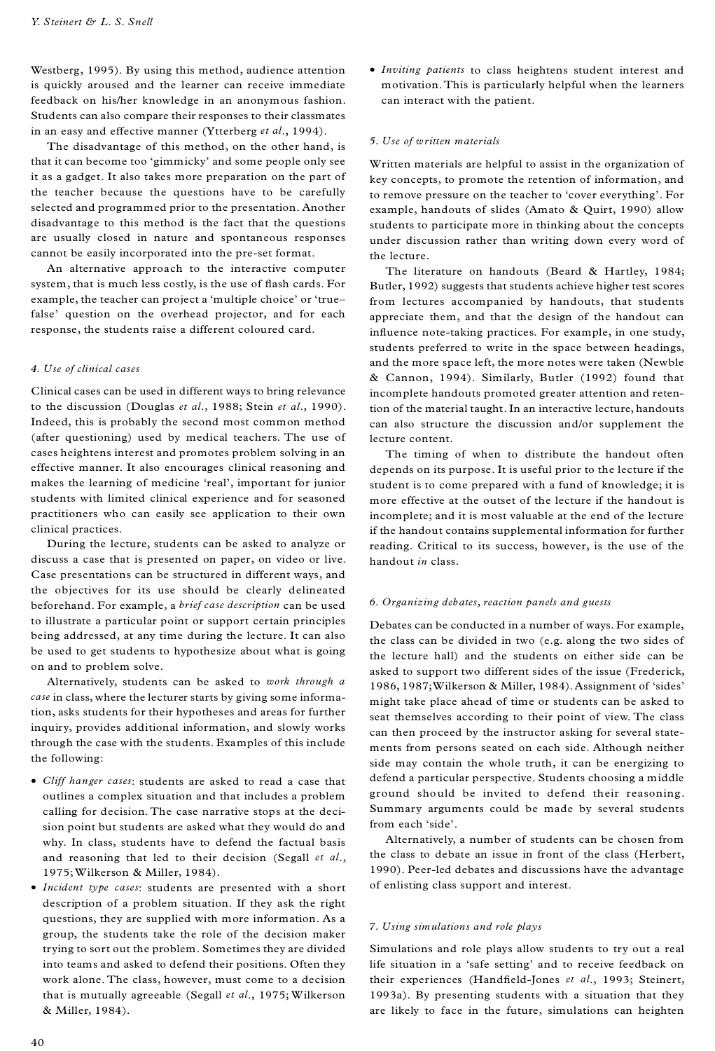Westberg, 1995). By using this method, audience attention is quickly aroused and the learner can receive immediate feedback on his/her knowledge in an anonymous fashion. Students can also compare their responses to their classmates in an easy and effective manner (Ytterberg *et al.*, 1994).

The disadvantage of this method, on the other hand, is that it can become too 'gimmicky' and some people only see it as a gadget. It also takes more preparation on the part of the teacher because the questions have to be carefully selected and programmed prior to the presentation. Another disadvantage to this method is the fact that the questions are usually closed in nature and spontaneous responses cannot be easily incorporated into the pre-set format.

An alternative approach to the interactive computer system, that is much less costly, is the use of flash cards. For example, the teacher can project a 'multiple choice' or 'true–false' question on the overhead projector, and for each response, the students raise a different coloured card.

### *4. Use of clinical cases*

Clinical cases can be used in different ways to bring relevance to the discussion (Douglas *et al.*, 1988; Stein *et al.*, 1990). Indeed, this is probably the second most common method (after questioning) used by medical teachers. The use of cases heightens interest and promotes problem solving in an effective manner. It also encourages clinical reasoning and makes the learning of medicine 'real', important for junior students with limited clinical experience and for seasoned practitioners who can easily see application to their own clinical practices.

During the lecture, students can be asked to analyze or discuss a case that is presented on paper, on video or live. Case presentations can be structured in different ways, and the objectives for its use should be clearly delineated beforehand. For example, a *brief case description* can be used to illustrate a particular point or support certain principles being addressed, at any time during the lecture. It can also be used to get students to hypothesize about what is going on and to problem solve.

Alternatively, students can be asked to *work through a case* in class, where the lecturer starts by giving some information, asks students for their hypotheses and areas for further inquiry, provides additional information, and slowly works through the case with the students. Examples of this include the following:

- *Cliff hanger cases*: students are asked to read a case that outlines a complex situation and that includes a problem calling for decision. The case narrative stops at the decision point but students are asked what they would do and why. In class, students have to defend the factual basis and reasoning that led to their decision (Segall *et al.*, 1975; Wilkerson & Miller, 1984).
- *Incident type cases*: students are presented with a short description of a problem situation. If they ask the right questions, they are supplied with more information. As a group, the students take the role of the decision maker trying to sort out the problem. Sometimes they are divided into teams and asked to defend their positions. Often they work alone. The class, however, must come to a decision that is mutually agreeable (Segall *et al.*, 1975; Wilkerson & Miller, 1984).
- *Inviting patients* to class heightens student interest and motivation. This is particularly helpful when the learners can interact with the patient.

### *5. Use of written materials*

Written materials are helpful to assist in the organization of key concepts, to promote the retention of information, and to remove pressure on the teacher to 'cover everything'. For example, handouts of slides (Amato & Quirt, 1990) allow students to participate more in thinking about the concepts under discussion rather than writing down every word of the lecture.

The literature on handouts (Beard & Hartley, 1984; Butler, 1992) suggests that students achieve higher test scores from lectures accompanied by handouts, that students appreciate them, and that the design of the handout can influence note-taking practices. For example, in one study, students preferred to write in the space between headings, and the more space left, the more notes were taken (Newble & Cannon, 1994). Similarly, Butler (1992) found that incomplete handouts promoted greater attention and retention of the material taught. In an interactive lecture, handouts can also structure the discussion and/or supplement the lecture content.

The timing of when to distribute the handout often depends on its purpose. It is useful prior to the lecture if the student is to come prepared with a fund of knowledge; it is more effective at the outset of the lecture if the handout is incomplete; and it is most valuable at the end of the lecture if the handout contains supplemental information for further reading. Critical to its success, however, is the use of the handout *in* class.

### *6. Organizing debates, reaction panels and guests*

Debates can be conducted in a number of ways. For example, the class can be divided in two (e.g. along the two sides of the lecture hall) and the students on either side can be asked to support two different sides of the issue (Frederick, 1986, 1987; Wilkerson & Miller, 1984). Assignment of 'sides' might take place ahead of time or students can be asked to seat themselves according to their point of view. The class can then proceed by the instructor asking for several statements from persons seated on each side. Although neither side may contain the whole truth, it can be energizing to defend a particular perspective. Students choosing a middle ground should be invited to defend their reasoning. Summary arguments could be made by several students from each 'side'.

Alternatively, a number of students can be chosen from the class to debate an issue in front of the class (Herbert, 1990). Peer-led debates and discussions have the advantage of enlisting class support and interest.

### *7. Using simulations and role plays*

Simulations and role plays allow students to try out a real life situation in a 'safe setting' and to receive feedback on their experiences (Handfield-Jones *et al.*, 1993; Steinert, 1993a). By presenting students with a situation that they are likely to face in the future, simulations can heighten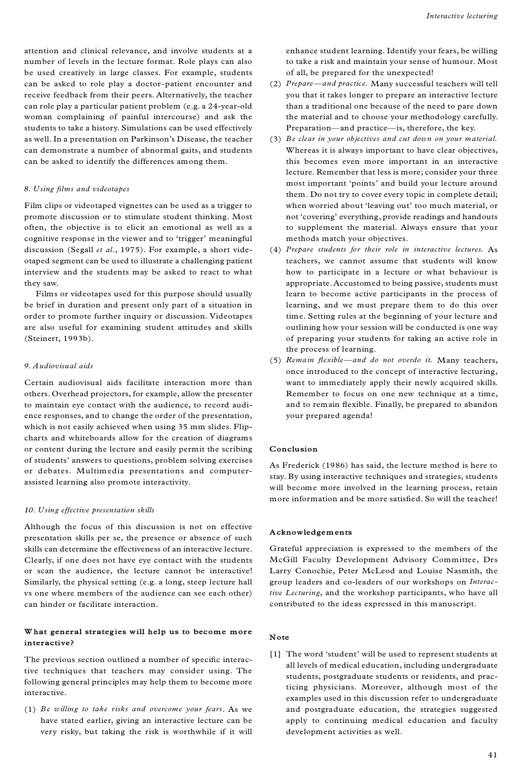attention and clinical relevance, and involve students at a number of levels in the lecture format. Role plays can also be used creatively in large classes. For example, students can be asked to role play a doctor–patient encounter and receive feedback from their peers. Alternatively, the teacher can role play a particular patient problem (e.g. a 24-year-old woman complaining of painful intercourse) and ask the students to take a history. Simulations can be used effectively as well. In a presentation on Parkinson's Disease, the teacher can demonstrate a number of abnormal gaits, and students can be asked to identify the differences among them.

#### *8. Using films and videotapes*

Film clips or videotaped vignettes can be used as a trigger to promote discussion or to stimulate student thinking. Most often, the objective is to elicit an emotional as well as a cognitive response in the viewer and to 'trigger' meaningful discussion (Segall *et al.*, 1975). For example, a short videotaped segment can be used to illustrate a challenging patient interview and the students may be asked to react to what they saw.

Films or videotapes used for this purpose should usually be brief in duration and present only part of a situation in order to promote further inquiry or discussion. Videotapes are also useful for examining student attitudes and skills (Steinert, 1993b).

#### *9. Audiovisual aids*

Certain audiovisual aids facilitate interaction more than others. Overhead projectors, for example, allow the presenter to maintain eye contact with the audience, to record audience responses, and to change the order of the presentation, which is not easily achieved when using 35 mm slides. Flipcharts and whiteboards allow for the creation of diagrams or content during the lecture and easily permit the scribing of students' answers to questions, problem solving exercises or debates. Multimedia presentations and computer-assisted learning also promote interactivity.

#### *10. Using effective presentation skills*

Although the focus of this discussion is not on effective presentation skills per se, the presence or absence of such skills can determine the effectiveness of an interactive lecture. Clearly, if one does not have eye contact with the students or scan the audience, the lecture cannot be interactive! Similarly, the physical setting (e.g. a long, steep lecture hall vs one where members of the audience can see each other) can hinder or facilitate interaction.

### What general strategies will help us to become more interactive?

The previous section outlined a number of specific interactive techniques that teachers may consider using. The following general principles may help them to become more interactive.

(1) *Be willing to take risks and overcome your fears.* As we have stated earlier, giving an interactive lecture can be very risky, but taking the risk is worthwhile if it will enhance student learning. Identify your fears, be willing to take a risk and maintain your sense of humour. Most of all, be prepared for the unexpected!
(2) *Prepare—and practice.* Many successful teachers will tell you that it takes longer to prepare an interactive lecture than a traditional one because of the need to pare down the material and to choose your methodology carefully. Preparation—and practice—is, therefore, the key.
(3) *Be clear in your objectives and cut down on your material.* Whereas it is always important to have clear objectives, this becomes even more important in an interactive lecture. Remember that less is more; consider your three most important 'points' and build your lecture around them. Do not try to cover every topic in complete detail; when worried about 'leaving out' too much material, or not 'covering' everything, provide readings and handouts to supplement the material. Always ensure that your methods match your objectives.
(4) *Prepare students for their role in interactive lectures.* As teachers, we cannot assume that students will know how to participate in a lecture or what behaviour is appropriate. Accustomed to being passive, students must learn to become active participants in the process of learning, and we must prepare them to do this over time. Setting rules at the beginning of your lecture and outlining how your session will be conducted is one way of preparing your students for taking an active role in the process of learning.
(5) *Remain flexible—and do not overdo it.* Many teachers, once introduced to the concept of interactive lecturing, want to immediately apply their newly acquired skills. Remember to focus on one new technique at a time, and to remain flexible. Finally, be prepared to abandon your prepared agenda!

### Conclusion

As Frederick (1986) has said, the lecture method is here to stay. By using interactive techniques and strategies, students will become more involved in the learning process, retain more information and be more satisfied. So will the teacher!

### Acknowledgements

Grateful appreciation is expressed to the members of the McGill Faculty Development Advisory Committee, Drs Larry Conochie, Peter McLeod and Louise Nasmith, the group leaders and co-leaders of our workshops on *Interactive Lecturing*, and the workshop participants, who have all contributed to the ideas expressed in this manuscript.

### Note

[1] The word 'student' will be used to represent students at all levels of medical education, including undergraduate students, postgraduate students or residents, and practicing physicians. Moreover, although most of the examples used in this discussion refer to undergraduate and postgraduate education, the strategies suggested apply to continuing medical education and faculty development activities as well.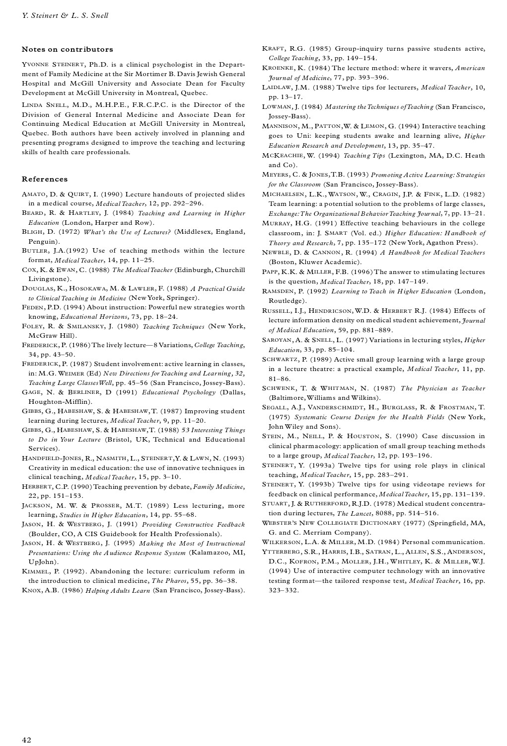## Notes on contributors

YVONNE STEINERT, Ph.D. is a clinical psychologist in the Department of Family Medicine at the Sir Mortimer B. Davis Jewish General Hospital and McGill University and Associate Dean for Faculty Development at McGill University in Montreal, Quebec.

LINDA SNELL, M.D., M.H.P.E., F.R.C.P.C. is the Director of the Division of General Internal Medicine and Associate Dean for Continuing Medical Education at McGill University in Montreal, Quebec. Both authors have been actively involved in planning and presenting programs designed to improve the teaching and lecturing skills of health care professionals.

## References

AMATO, D. & QUIRT, I. (1990) Lecture handouts of projected slides in a medical course, *Medical Teacher*, 12, pp. 292–296.

BEARD, R. & HARTLEY, J. (1984) *Teaching and Learning in Higher Education* (London, Harper and Row).

BLIGH, D. (1972) *What's the Use of Lectures?* (Middlesex, England, Penguin).

BUTLER, J.A.(1992) Use of teaching methods within the lecture format, *Medical Teacher*, 14, pp. 11–25.

COX, K. & EWAN, C. (1988) *The Medical Teacher* (Edinburgh, Churchill Livingstone).

DOUGLAS, K., HOSOKAWA, M. & LAWLER, F. (1988) *A Practical Guide to Clinical Teaching in Medicine* (New York, Springer).

FEDEN, P.D. (1994) About instruction: Powerful new strategies worth knowing, *Educational Horizons*, 73, pp. 18–24.

FOLEY, R. & SMILANSKY, J. (1980) *Teaching Techniques* (New York, McGraw Hill).

FREDERICK, P. (1986) The lively lecture—8 Variations, *College Teaching*, 34, pp. 43–50.

FREDERICK, P. (1987) Student involvement: active learning in classes, in: M.G. WEIMER (Ed) *New Directions for Teaching and Learning, 32, Teaching Large Classes Well*, pp. 45–56 (San Francisco, Jossey-Bass).

GAGE, N. & BERLINER, D (1991) *Educational Psychology* (Dallas, Houghton-Mifflin).

GIBBS, G., HABESHAW, S. & HABESHAW, T. (1987) Improving student learning during lectures, *Medical Teacher*, 9, pp. 11–20.

GIBBS, G., HABESHAW, S. & HABESHAW, T. (1988) *53 Interesting Things to Do in Your Lecture* (Bristol, UK, Technical and Educational Services).

HANDFIELD-JONES, R., NASMITH, L., STEINERT, Y. & LAWN, N. (1993) Creativity in medical education: the use of innovative techniques in clinical teaching, *Medical Teacher*, 15, pp. 3–10.

HERBERT, C.P. (1990) Teaching prevention by debate, *Family Medicine*, 22, pp. 151–153.

JACKSON, M. W. & PROSSER, M.T. (1989) Less lecturing, more learning, *Studies in Higher Education*, 14, pp. 55–68.

JASON, H. & WESTBERG, J. (1991) *Providing Constructive Feedback* (Boulder, CO, A CIS Guidebook for Health Professionals).

JASON, H. & WESTBERG, J. (1995) *Making the Most of Instructional Presentations: Using the Audience Response System* (Kalamazoo, MI, UpJohn).

KIMMEL, P. (1992). Abandoning the lecture: curriculum reform in the introduction to clinical medicine, *The Pharos*, 55, pp. 36–38.

KNOX, A.B. (1986) *Helping Adults Learn* (San Francisco, Jossey-Bass).

KRAFT, R.G. (1985) Group-inquiry turns passive students active, *College Teaching*, 33, pp. 149–154.

KROENKE, K. (1984) The lecture method: where it wavers, *American Journal of Medicine*, 77, pp. 393–396.

LAIDLAW, J.M. (1988) Twelve tips for lecturers, *Medical Teacher*, 10, pp. 13–17.

LOWMAN, J. (1984) *Mastering the Techniques of Teaching* (San Francisco, Jossey-Bass).

MANNISON, M., PATTON, W. & LEMON, G. (1994) Interactive teaching goes to Uni: keeping students awake and learning alive, *Higher Education Research and Development*, 13, pp. 35–47.

MCKEACHIE, W. (1994) *Teaching Tips* (Lexington, MA, D.C. Heath and Co).

MEYERS, C. & JONES, T.B. (1993) *Promoting Active Learning: Strategies for the Classroom* (San Francisco, Jossey-Bass).

MICHAELSEN, L.K., WATSON, W., CRAGIN, J.P. & FINK, L.D. (1982) Team learning: a potential solution to the problems of large classes, *Exchange: The Organizational Behavior Teaching Journal*, 7, pp. 13–21.

MURRAY, H.G. (1991) Effective teaching behaviours in the college classroom, in: J. SMART (Vol. ed.) *Higher Education: Handbook of Theory and Research*, 7, pp. 135–172 (New York, Agathon Press).

NEWBLE, D. & CANNON, R. (1994) *A Handbook for Medical Teachers* (Boston, Kluwer Academic).

PAPP, K.K. & MILLER, F.B. (1996) The answer to stimulating lectures is the question, *Medical Teacher*, 18, pp. 147–149.

RAMSDEN, P. (1992) *Learning to Teach in Higher Education* (London, Routledge).

RUSSELL, I.J., HENDRICSON, W.D. & HERBERT R.J. (1984) Effects of lecture information density on medical student achievement, *Journal of Medical Education*, 59, pp. 881–889.

SAROYAN, A. & SNELL, L. (1997) Variations in lecturing styles, *Higher Education*, 33, pp. 85–104.

SCHWARTZ, P. (1989) Active small group learning with a large group in a lecture theatre: a practical example, *Medical Teacher*, 11, pp. 81–86.

SCHWENK, T. & WHITMAN, N. (1987) *The Physician as Teacher* (Baltimore, Williams and Wilkins).

SEGALL, A.J., VANDERSCHMIDT, H., BURGLASS, R. & FROSTMAN, T. (1975) *Systematic Course Design for the Health Fields* (New York, John Wiley and Sons).

STEIN, M., NEILL, P. & HOUSTON, S. (1990) Case discussion in clinical pharmacology: application of small group teaching methods to a large group, *Medical Teacher*, 12, pp. 193–196.

STEINERT, Y. (1993a) Twelve tips for using role plays in clinical teaching, *Medical Teacher*, 15, pp. 283–291.

STEINERT, Y. (1993b) Twelve tips for using videotape reviews for feedback on clinical performance, *Medical Teacher*, 15, pp. 131–139.

STUART, J. & RUTHERFORD, R.J.D. (1978) Medical student concentration during lectures, *The Lancet*, 8088, pp. 514–516.

WEBSTER'S NEW COLLEGIATE DICTIONARY (1977) (Springfield, MA, G. and C. Merriam Company).

WILKERSON, L.A. & MILLER, M.D. (1984) Personal communication.

YTTERBERG, S.R., HARRIS, I.B., SATRAN, L., ALLEN, S.S., ANDERSON, D.C., KOFRON, P.M., MOLLER, J.H., WHITLEY, K. & MILLER, W.J. (1994) Use of interactive computer technology with an innovative testing format—the tailored response test, *Medical Teacher*, 16, pp. 323–332.